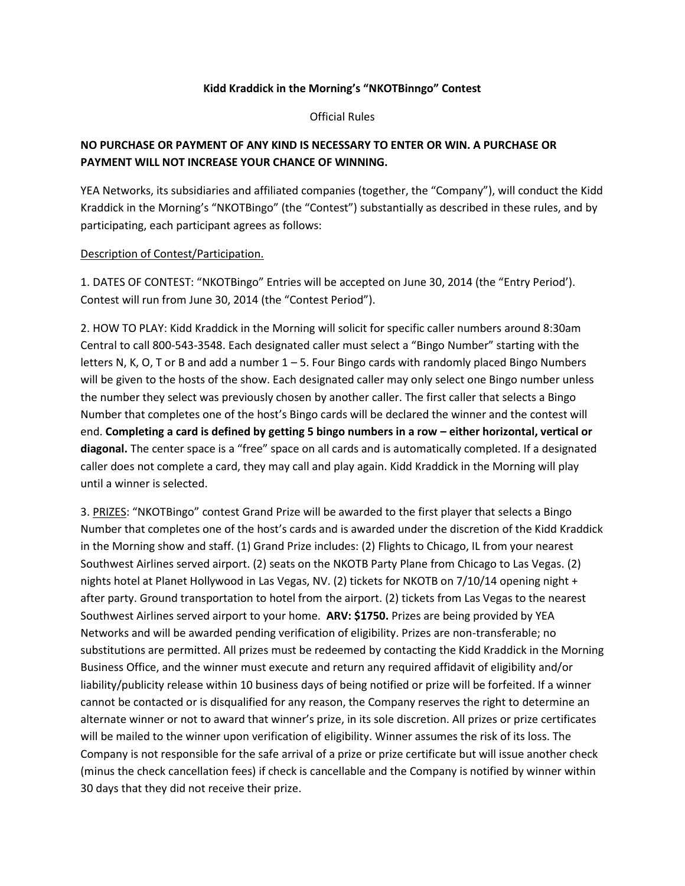**Kidd Kraddick in the Morning's "NKOTBinngo" Contest**

Official Rules

**NO PURCHASE OR PAYMENT OF ANY KIND IS NECESSARY TO ENTER OR WIN. A PURCHASE OR PAYMENT WILL NOT INCREASE YOUR CHANCE OF WINNING.**

YEA Networks, its subsidiaries and affiliated companies (together, the "Company"), will conduct the Kidd Kraddick in the Morning's "NKOTBingo" (the "Contest") substantially as described in these rules, and by participating, each participant agrees as follows:

<u>Description of Contest/Participation.</u>

1. DATES OF CONTEST: "NKOTBingo" Entries will be accepted on June 30, 2014 (the "Entry Period'). Contest will run from June 30, 2014 (the "Contest Period").

2. HOW TO PLAY: Kidd Kraddick in the Morning will solicit for specific caller numbers around 8:30am Central to call 800-543-3548. Each designated caller must select a "Bingo Number" starting with the letters N, K, O, T or B and add a number 1 – 5. Four Bingo cards with randomly placed Bingo Numbers will be given to the hosts of the show. Each designated caller may only select one Bingo number unless the number they select was previously chosen by another caller. The first caller that selects a Bingo Number that completes one of the host's Bingo cards will be declared the winner and the contest will end. **Completing a card is defined by getting 5 bingo numbers in a row – either horizontal, vertical or diagonal.** The center space is a "free" space on all cards and is automatically completed. If a designated caller does not complete a card, they may call and play again. Kidd Kraddick in the Morning will play until a winner is selected.

3. <u>PRIZES</u>: "NKOTBingo" contest Grand Prize will be awarded to the first player that selects a Bingo Number that completes one of the host's cards and is awarded under the discretion of the Kidd Kraddick in the Morning show and staff. (1) Grand Prize includes: (2) Flights to Chicago, IL from your nearest Southwest Airlines served airport. (2) seats on the NKOTB Party Plane from Chicago to Las Vegas. (2) nights hotel at Planet Hollywood in Las Vegas, NV. (2) tickets for NKOTB on 7/10/14 opening night + after party. Ground transportation to hotel from the airport. (2) tickets from Las Vegas to the nearest Southwest Airlines served airport to your home. **ARV: $1750.** Prizes are being provided by YEA Networks and will be awarded pending verification of eligibility. Prizes are non-transferable; no substitutions are permitted. All prizes must be redeemed by contacting the Kidd Kraddick in the Morning Business Office, and the winner must execute and return any required affidavit of eligibility and/or liability/publicity release within 10 business days of being notified or prize will be forfeited. If a winner cannot be contacted or is disqualified for any reason, the Company reserves the right to determine an alternate winner or not to award that winner's prize, in its sole discretion. All prizes or prize certificates will be mailed to the winner upon verification of eligibility. Winner assumes the risk of its loss. The Company is not responsible for the safe arrival of a prize or prize certificate but will issue another check (minus the check cancellation fees) if check is cancellable and the Company is notified by winner within 30 days that they did not receive their prize.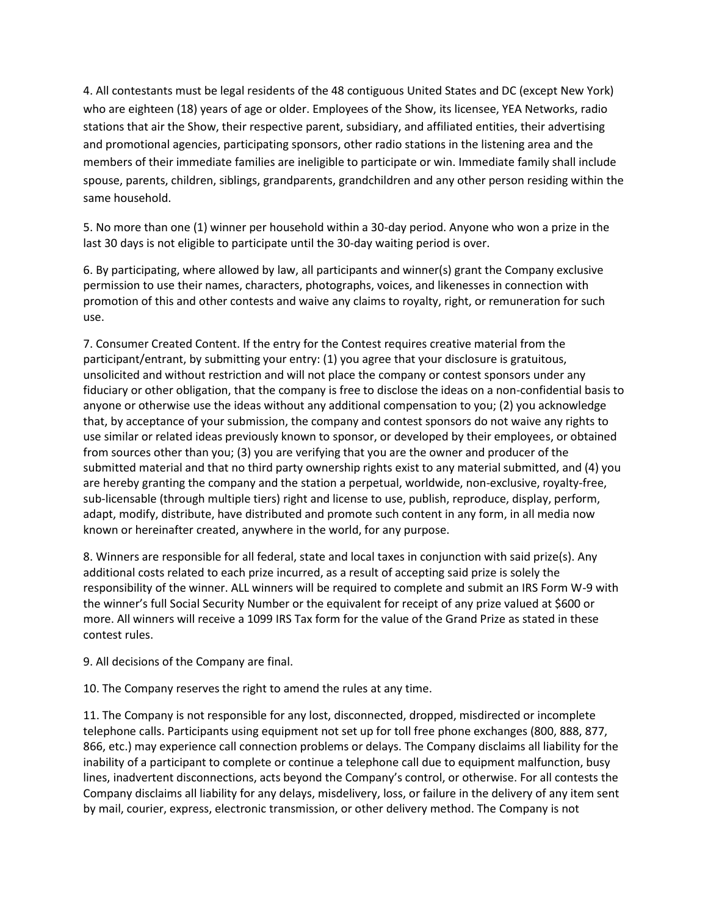4. All contestants must be legal residents of the 48 contiguous United States and DC (except New York) who are eighteen (18) years of age or older. Employees of the Show, its licensee, YEA Networks, radio stations that air the Show, their respective parent, subsidiary, and affiliated entities, their advertising and promotional agencies, participating sponsors, other radio stations in the listening area and the members of their immediate families are ineligible to participate or win. Immediate family shall include spouse, parents, children, siblings, grandparents, grandchildren and any other person residing within the same household.

5. No more than one (1) winner per household within a 30-day period. Anyone who won a prize in the last 30 days is not eligible to participate until the 30-day waiting period is over.

6. By participating, where allowed by law, all participants and winner(s) grant the Company exclusive permission to use their names, characters, photographs, voices, and likenesses in connection with promotion of this and other contests and waive any claims to royalty, right, or remuneration for such use.

7. Consumer Created Content. If the entry for the Contest requires creative material from the participant/entrant, by submitting your entry: (1) you agree that your disclosure is gratuitous, unsolicited and without restriction and will not place the company or contest sponsors under any fiduciary or other obligation, that the company is free to disclose the ideas on a non-confidential basis to anyone or otherwise use the ideas without any additional compensation to you; (2) you acknowledge that, by acceptance of your submission, the company and contest sponsors do not waive any rights to use similar or related ideas previously known to sponsor, or developed by their employees, or obtained from sources other than you; (3) you are verifying that you are the owner and producer of the submitted material and that no third party ownership rights exist to any material submitted, and (4) you are hereby granting the company and the station a perpetual, worldwide, non-exclusive, royalty-free, sub-licensable (through multiple tiers) right and license to use, publish, reproduce, display, perform, adapt, modify, distribute, have distributed and promote such content in any form, in all media now known or hereinafter created, anywhere in the world, for any purpose.

8. Winners are responsible for all federal, state and local taxes in conjunction with said prize(s). Any additional costs related to each prize incurred, as a result of accepting said prize is solely the responsibility of the winner. ALL winners will be required to complete and submit an IRS Form W-9 with the winner's full Social Security Number or the equivalent for receipt of any prize valued at $600 or more. All winners will receive a 1099 IRS Tax form for the value of the Grand Prize as stated in these contest rules.

9. All decisions of the Company are final.

10. The Company reserves the right to amend the rules at any time.

11. The Company is not responsible for any lost, disconnected, dropped, misdirected or incomplete telephone calls. Participants using equipment not set up for toll free phone exchanges (800, 888, 877, 866, etc.) may experience call connection problems or delays. The Company disclaims all liability for the inability of a participant to complete or continue a telephone call due to equipment malfunction, busy lines, inadvertent disconnections, acts beyond the Company's control, or otherwise. For all contests the Company disclaims all liability for any delays, misdelivery, loss, or failure in the delivery of any item sent by mail, courier, express, electronic transmission, or other delivery method. The Company is not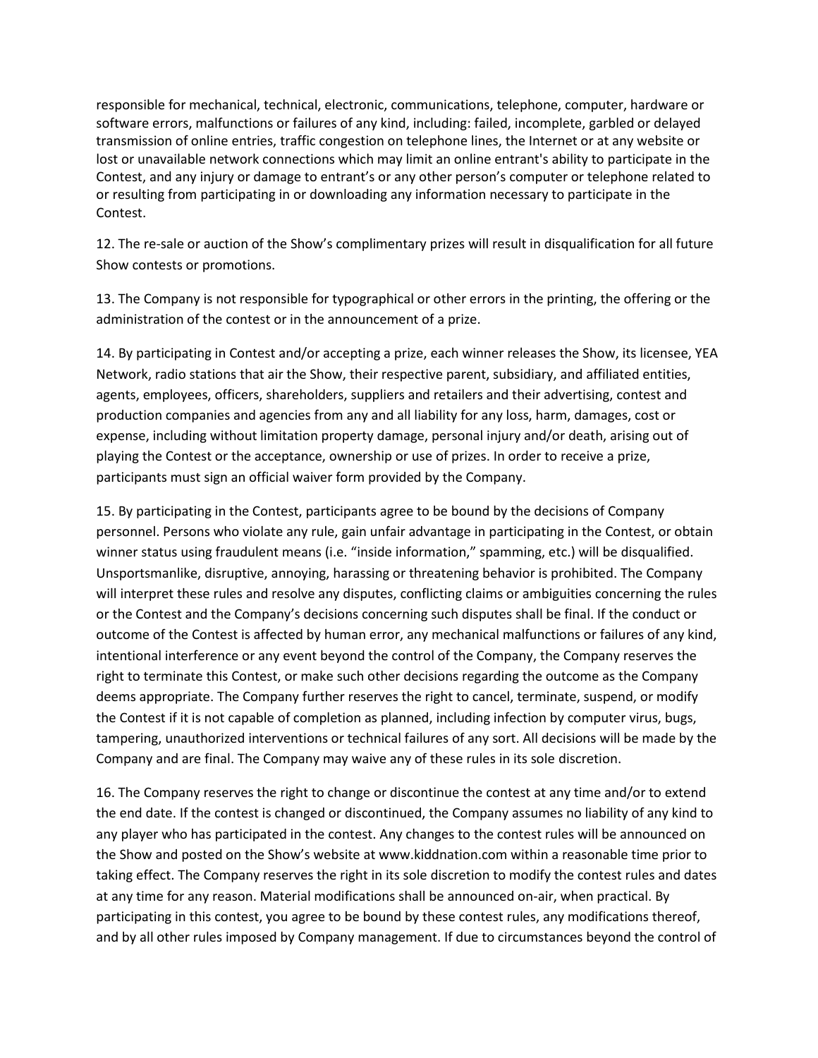responsible for mechanical, technical, electronic, communications, telephone, computer, hardware or software errors, malfunctions or failures of any kind, including: failed, incomplete, garbled or delayed transmission of online entries, traffic congestion on telephone lines, the Internet or at any website or lost or unavailable network connections which may limit an online entrant's ability to participate in the Contest, and any injury or damage to entrant's or any other person's computer or telephone related to or resulting from participating in or downloading any information necessary to participate in the Contest.

12. The re-sale or auction of the Show's complimentary prizes will result in disqualification for all future Show contests or promotions.

13. The Company is not responsible for typographical or other errors in the printing, the offering or the administration of the contest or in the announcement of a prize.

14. By participating in Contest and/or accepting a prize, each winner releases the Show, its licensee, YEA Network, radio stations that air the Show, their respective parent, subsidiary, and affiliated entities, agents, employees, officers, shareholders, suppliers and retailers and their advertising, contest and production companies and agencies from any and all liability for any loss, harm, damages, cost or expense, including without limitation property damage, personal injury and/or death, arising out of playing the Contest or the acceptance, ownership or use of prizes. In order to receive a prize, participants must sign an official waiver form provided by the Company.

15. By participating in the Contest, participants agree to be bound by the decisions of Company personnel. Persons who violate any rule, gain unfair advantage in participating in the Contest, or obtain winner status using fraudulent means (i.e. "inside information," spamming, etc.) will be disqualified. Unsportsmanlike, disruptive, annoying, harassing or threatening behavior is prohibited. The Company will interpret these rules and resolve any disputes, conflicting claims or ambiguities concerning the rules or the Contest and the Company's decisions concerning such disputes shall be final. If the conduct or outcome of the Contest is affected by human error, any mechanical malfunctions or failures of any kind, intentional interference or any event beyond the control of the Company, the Company reserves the right to terminate this Contest, or make such other decisions regarding the outcome as the Company deems appropriate. The Company further reserves the right to cancel, terminate, suspend, or modify the Contest if it is not capable of completion as planned, including infection by computer virus, bugs, tampering, unauthorized interventions or technical failures of any sort. All decisions will be made by the Company and are final. The Company may waive any of these rules in its sole discretion.

16. The Company reserves the right to change or discontinue the contest at any time and/or to extend the end date. If the contest is changed or discontinued, the Company assumes no liability of any kind to any player who has participated in the contest. Any changes to the contest rules will be announced on the Show and posted on the Show's website at www.kiddnation.com within a reasonable time prior to taking effect. The Company reserves the right in its sole discretion to modify the contest rules and dates at any time for any reason. Material modifications shall be announced on-air, when practical. By participating in this contest, you agree to be bound by these contest rules, any modifications thereof, and by all other rules imposed by Company management. If due to circumstances beyond the control of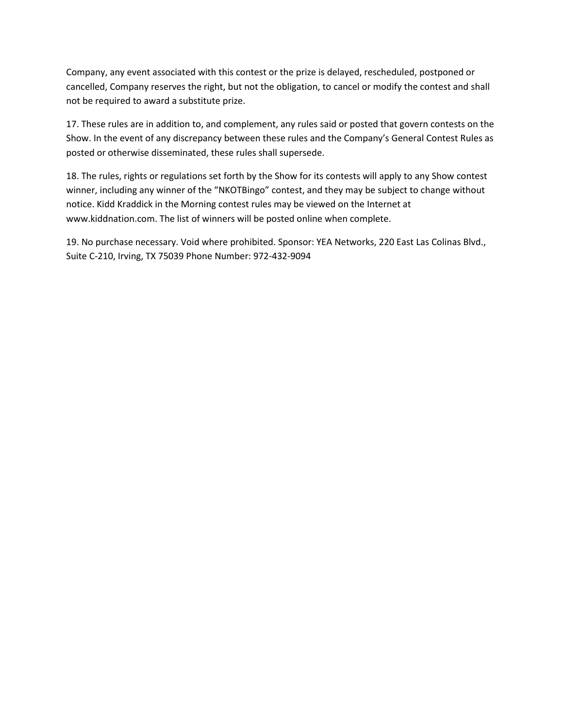Company, any event associated with this contest or the prize is delayed, rescheduled, postponed or cancelled, Company reserves the right, but not the obligation, to cancel or modify the contest and shall not be required to award a substitute prize.

17. These rules are in addition to, and complement, any rules said or posted that govern contests on the Show. In the event of any discrepancy between these rules and the Company's General Contest Rules as posted or otherwise disseminated, these rules shall supersede.

18. The rules, rights or regulations set forth by the Show for its contests will apply to any Show contest winner, including any winner of the "NKOTBingo" contest, and they may be subject to change without notice. Kidd Kraddick in the Morning contest rules may be viewed on the Internet at www.kiddnation.com. The list of winners will be posted online when complete.

19. No purchase necessary. Void where prohibited. Sponsor: YEA Networks, 220 East Las Colinas Blvd., Suite C-210, Irving, TX 75039 Phone Number: 972-432-9094